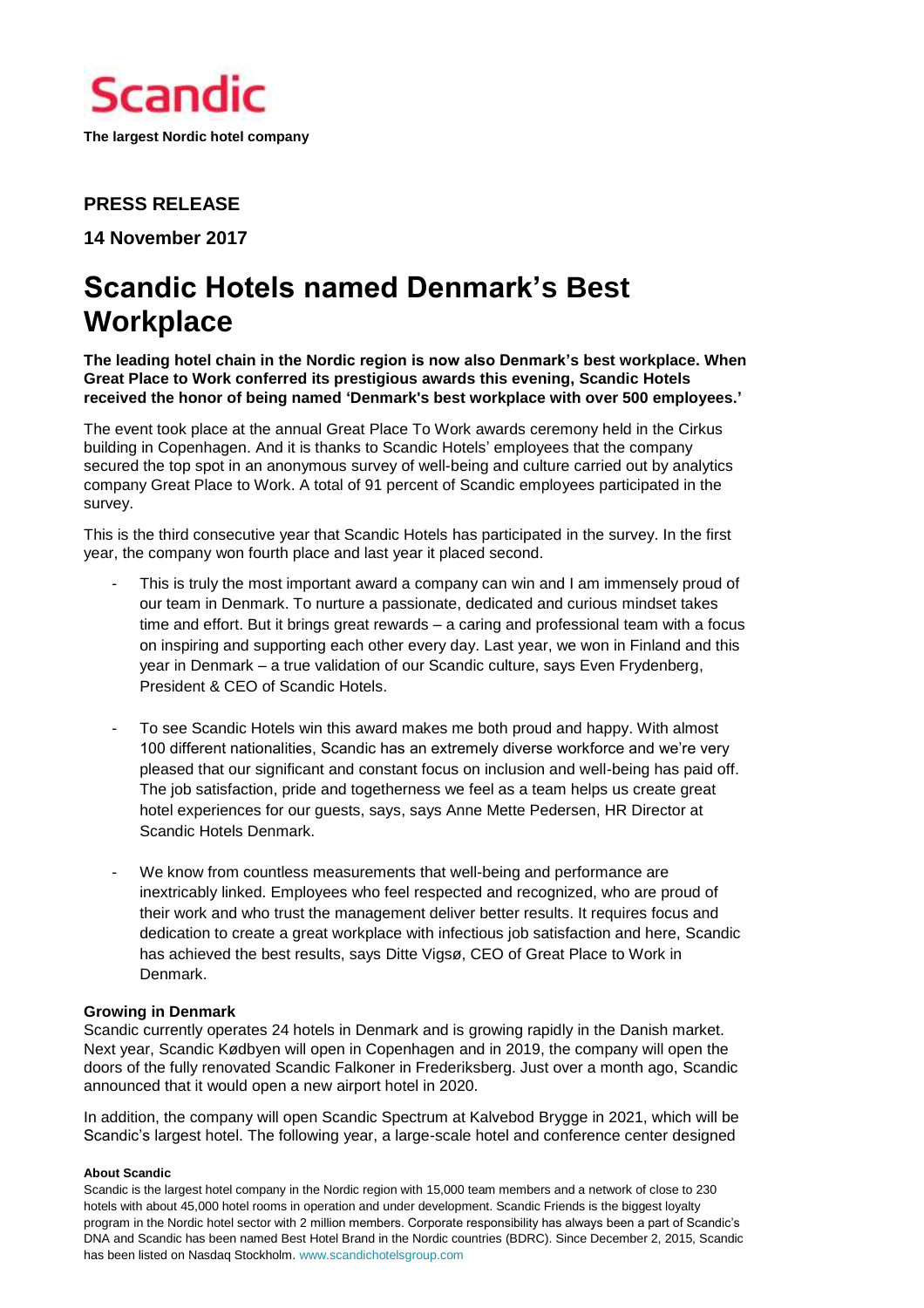Scandic

**The largest Nordic hotel company**

**PRESS RELEASE**

**14 November 2017**

# Scandic Hotels named Denmark's Best Workplace

**The leading hotel chain in the Nordic region is now also Denmark's best workplace. When Great Place to Work conferred its prestigious awards this evening, Scandic Hotels received the honor of being named 'Denmark's best workplace with over 500 employees.'**

The event took place at the annual Great Place To Work awards ceremony held in the Cirkus building in Copenhagen. And it is thanks to Scandic Hotels' employees that the company secured the top spot in an anonymous survey of well-being and culture carried out by analytics company Great Place to Work. A total of 91 percent of Scandic employees participated in the survey.

This is the third consecutive year that Scandic Hotels has participated in the survey. In the first year, the company won fourth place and last year it placed second.

- This is truly the most important award a company can win and I am immensely proud of our team in Denmark. To nurture a passionate, dedicated and curious mindset takes time and effort. But it brings great rewards – a caring and professional team with a focus on inspiring and supporting each other every day. Last year, we won in Finland and this year in Denmark – a true validation of our Scandic culture, says Even Frydenberg, President & CEO of Scandic Hotels.

- To see Scandic Hotels win this award makes me both proud and happy. With almost 100 different nationalities, Scandic has an extremely diverse workforce and we're very pleased that our significant and constant focus on inclusion and well-being has paid off. The job satisfaction, pride and togetherness we feel as a team helps us create great hotel experiences for our guests, says, says Anne Mette Pedersen, HR Director at Scandic Hotels Denmark.

- We know from countless measurements that well-being and performance are inextricably linked. Employees who feel respected and recognized, who are proud of their work and who trust the management deliver better results. It requires focus and dedication to create a great workplace with infectious job satisfaction and here, Scandic has achieved the best results, says Ditte Vigsø, CEO of Great Place to Work in Denmark.

**Growing in Denmark**

Scandic currently operates 24 hotels in Denmark and is growing rapidly in the Danish market. Next year, Scandic Kødbyen will open in Copenhagen and in 2019, the company will open the doors of the fully renovated Scandic Falkoner in Frederiksberg. Just over a month ago, Scandic announced that it would open a new airport hotel in 2020.

In addition, the company will open Scandic Spectrum at Kalvebod Brygge in 2021, which will be Scandic's largest hotel. The following year, a large-scale hotel and conference center designed

**About Scandic**

Scandic is the largest hotel company in the Nordic region with 15,000 team members and a network of close to 230 hotels with about 45,000 hotel rooms in operation and under development. Scandic Friends is the biggest loyalty program in the Nordic hotel sector with 2 million members. Corporate responsibility has always been a part of Scandic's DNA and Scandic has been named Best Hotel Brand in the Nordic countries (BDRC). Since December 2, 2015, Scandic has been listed on Nasdaq Stockholm. www.scandichotelsgroup.com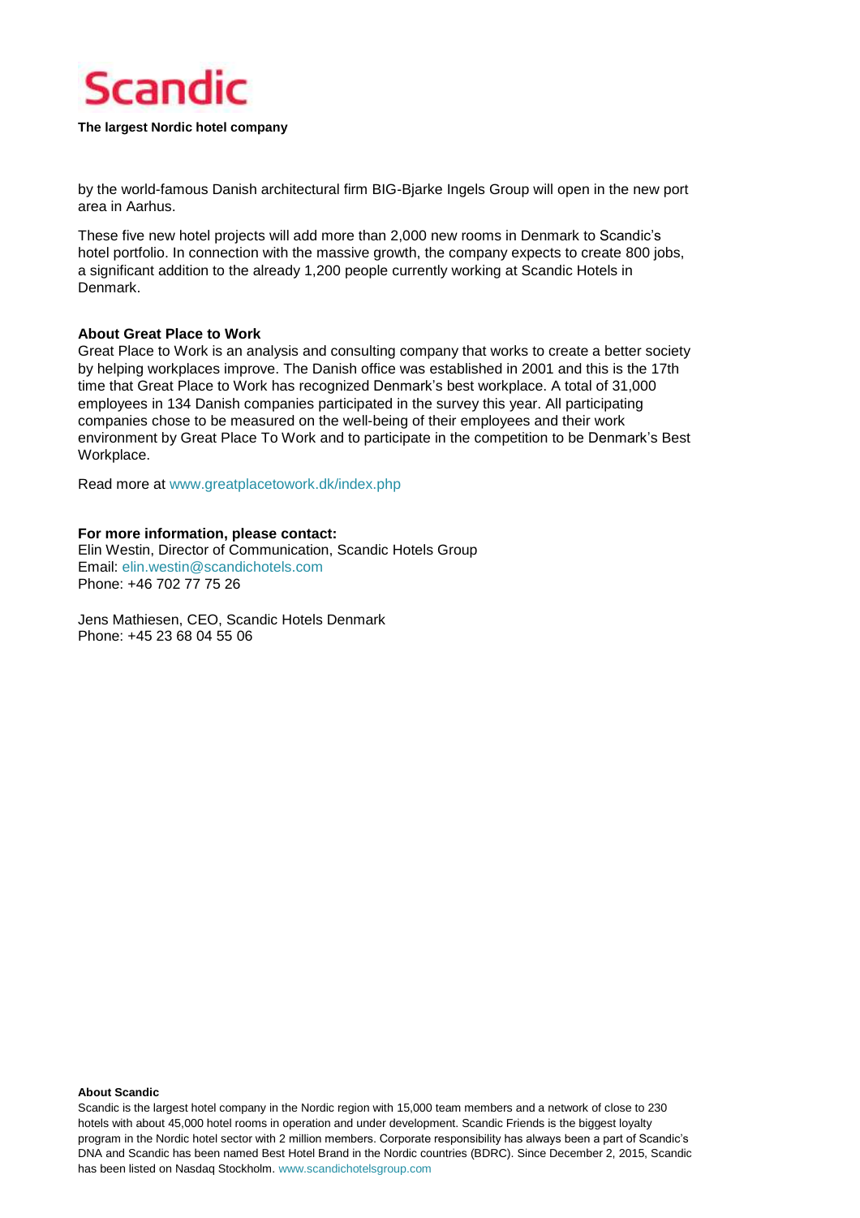by the world-famous Danish architectural firm BIG-Bjarke Ingels Group will open in the new port area in Aarhus.

These five new hotel projects will add more than 2,000 new rooms in Denmark to Scandic's hotel portfolio. In connection with the massive growth, the company expects to create 800 jobs, a significant addition to the already 1,200 people currently working at Scandic Hotels in Denmark.

**About Great Place to Work**
Great Place to Work is an analysis and consulting company that works to create a better society by helping workplaces improve. The Danish office was established in 2001 and this is the 17th time that Great Place to Work has recognized Denmark's best workplace. A total of 31,000 employees in 134 Danish companies participated in the survey this year. All participating companies chose to be measured on the well-being of their employees and their work environment by Great Place To Work and to participate in the competition to be Denmark's Best Workplace.

Read more at www.greatplacetowork.dk/index.php

**For more information, please contact:**
Elin Westin, Director of Communication, Scandic Hotels Group
Email: elin.westin@scandichotels.com
Phone: +46 702 77 75 26

Jens Mathiesen, CEO, Scandic Hotels Denmark
Phone: +45 23 68 04 55 06

**About Scandic**
Scandic is the largest hotel company in the Nordic region with 15,000 team members and a network of close to 230 hotels with about 45,000 hotel rooms in operation and under development. Scandic Friends is the biggest loyalty program in the Nordic hotel sector with 2 million members. Corporate responsibility has always been a part of Scandic's DNA and Scandic has been named Best Hotel Brand in the Nordic countries (BDRC). Since December 2, 2015, Scandic has been listed on Nasdaq Stockholm. www.scandichotelsgroup.com